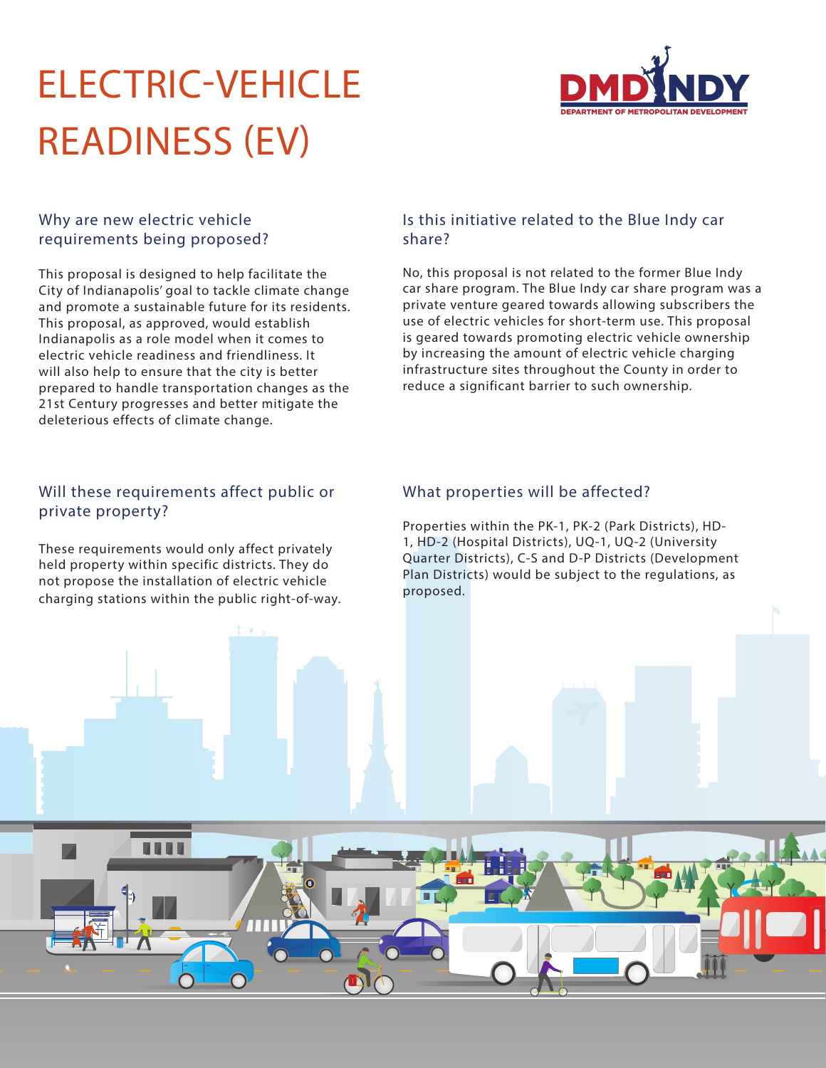# ELECTRIC-VEHICLE READINESS (EV)

DMD INDY
DEPARTMENT OF METROPOLITAN DEVELOPMENT

## Why are new electric vehicle requirements being proposed?

This proposal is designed to help facilitate the City of Indianapolis' goal to tackle climate change and promote a sustainable future for its residents. This proposal, as approved, would establish Indianapolis as a role model when it comes to electric vehicle readiness and friendliness. It will also help to ensure that the city is better prepared to handle transportation changes as the 21st Century progresses and better mitigate the deleterious effects of climate change.

## Is this initiative related to the Blue Indy car share?

No, this proposal is not related to the former Blue Indy car share program. The Blue Indy car share program was a private venture geared towards allowing subscribers the use of electric vehicles for short-term use. This proposal is geared towards promoting electric vehicle ownership by increasing the amount of electric vehicle charging infrastructure sites throughout the County in order to reduce a significant barrier to such ownership.

## Will these requirements affect public or private property?

These requirements would only affect privately held property within specific districts. They do not propose the installation of electric vehicle charging stations within the public right-of-way.

## What properties will be affected?

Properties within the PK-1, PK-2 (Park Districts), HD-1, HD-2 (Hospital Districts), UQ-1, UQ-2 (University Quarter Districts), C-S and D-P Districts (Development Plan Districts) would be subject to the regulations, as proposed.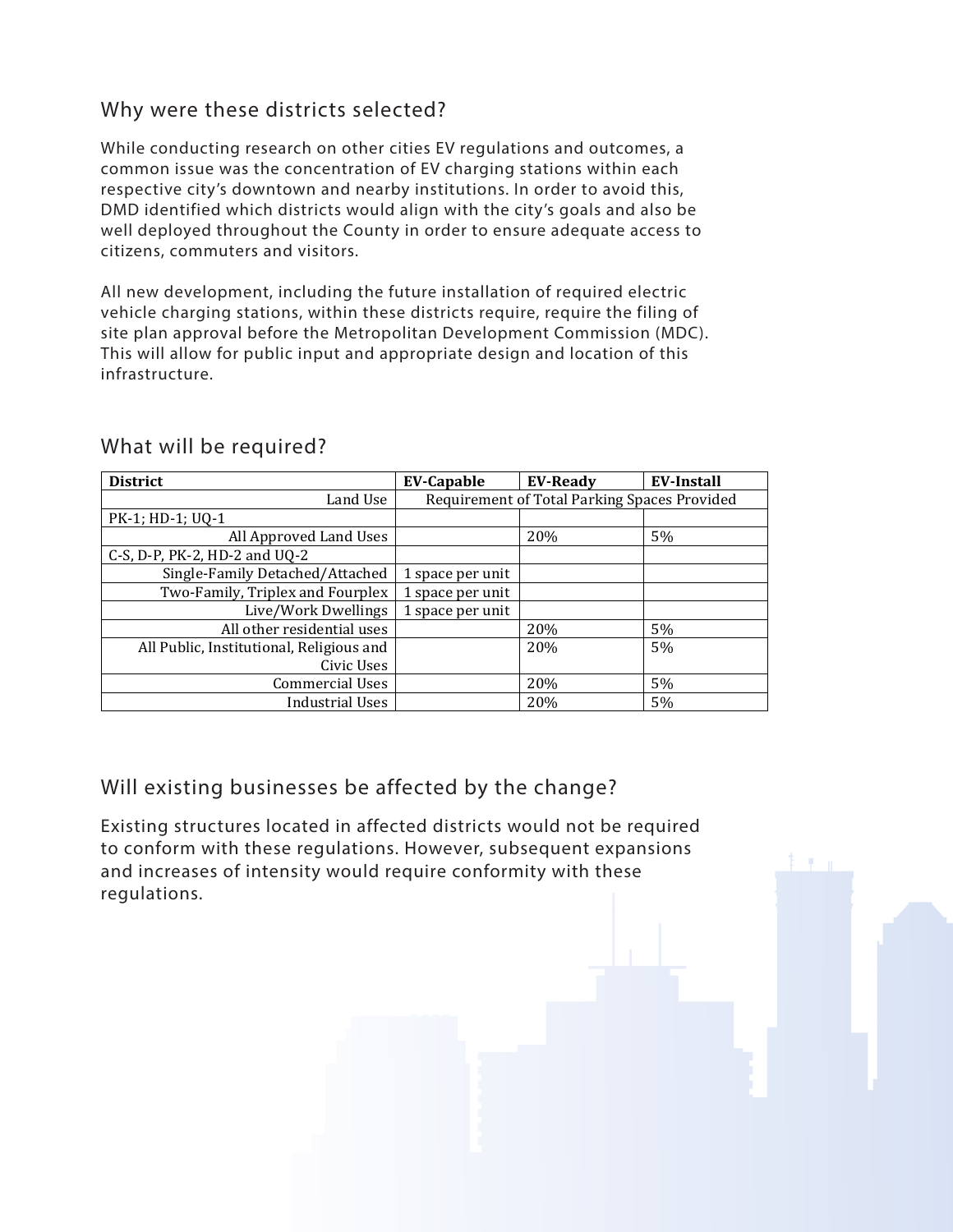## Why were these districts selected?

While conducting research on other cities EV regulations and outcomes, a common issue was the concentration of EV charging stations within each respective city's downtown and nearby institutions. In order to avoid this, DMD identified which districts would align with the city's goals and also be well deployed throughout the County in order to ensure adequate access to citizens, commuters and visitors.

All new development, including the future installation of required electric vehicle charging stations, within these districts require, require the filing of site plan approval before the Metropolitan Development Commission (MDC). This will allow for public input and appropriate design and location of this infrastructure.

## What will be required?

| **District** | **EV-Capable** | **EV-Ready** | **EV-Install** |
|---|---|---|---|
| Land Use | Requirement of Total Parking Spaces Provided | | |
| PK-1; HD-1; UQ-1 | | | |
| All Approved Land Uses | | 20% | 5% |
| C-S, D-P, PK-2, HD-2 and UQ-2 | | | |
| Single-Family Detached/Attached | 1 space per unit | | |
| Two-Family, Triplex and Fourplex | 1 space per unit | | |
| Live/Work Dwellings | 1 space per unit | | |
| All other residential uses | | 20% | 5% |
| All Public, Institutional, Religious and Civic Uses | | 20% | 5% |
| Commercial Uses | | 20% | 5% |
| Industrial Uses | | 20% | 5% |

## Will existing businesses be affected by the change?

Existing structures located in affected districts would not be required to conform with these regulations. However, subsequent expansions and increases of intensity would require conformity with these regulations.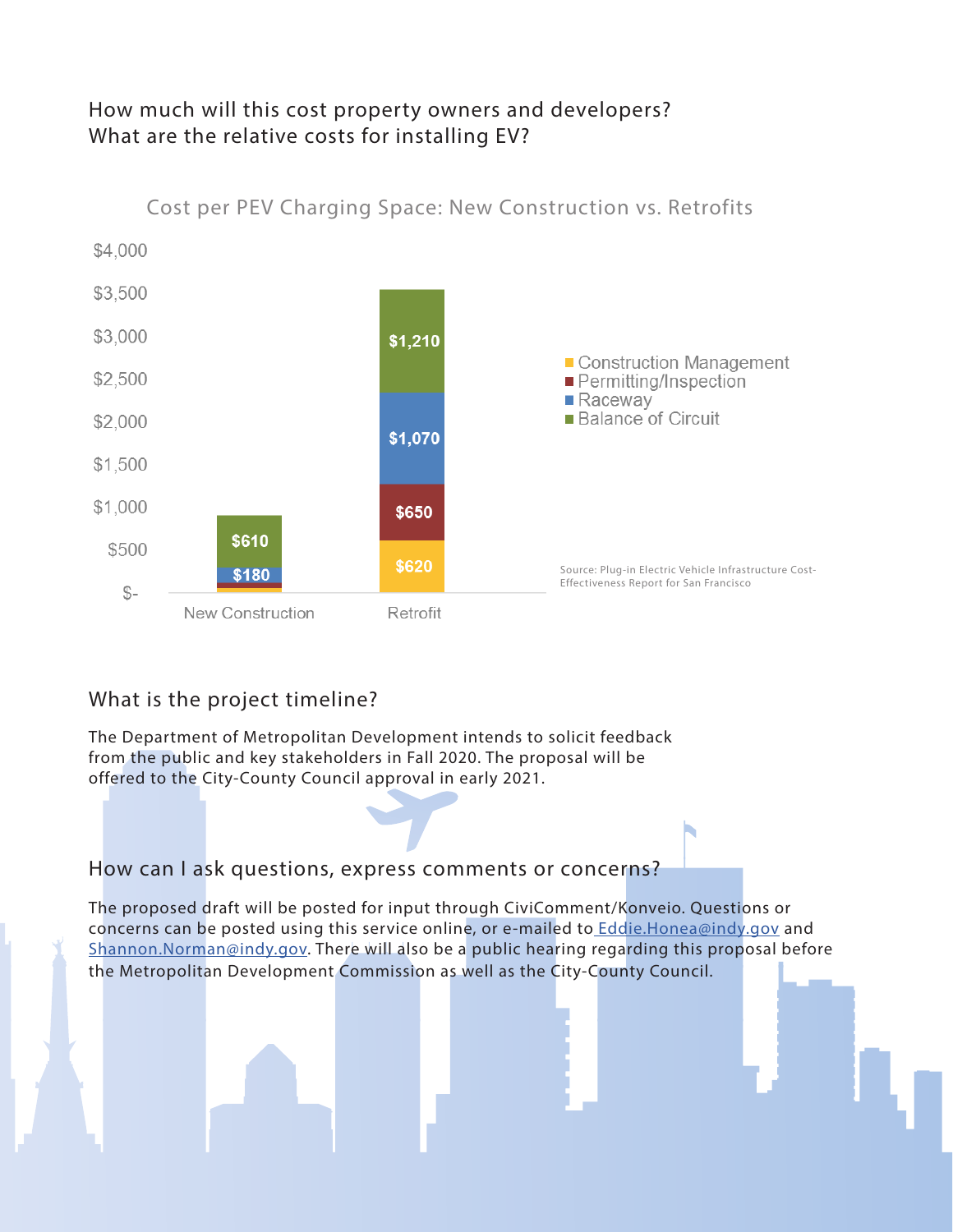## How much will this cost property owners and developers? What are the relative costs for installing EV?

Cost per PEV Charging Space: New Construction vs. Retrofits

$4,000
$3,500
$3,000
$2,500
$2,000
$1,500
$1,000
$500
$-

New Construction: $610, $180

Retrofit: $1,210, $1,070, $650, $620

Construction Management
Permitting/Inspection
Raceway
Balance of Circuit

Source: Plug-in Electric Vehicle Infrastructure Cost-Effectiveness Report for San Francisco

## What is the project timeline?

The Department of Metropolitan Development intends to solicit feedback from the public and key stakeholders in Fall 2020. The proposal will be offered to the City-County Council approval in early 2021.

## How can I ask questions, express comments or concerns?

The proposed draft will be posted for input through CiviComment/Konveio. Questions or concerns can be posted using this service online, or e-mailed to Eddie.Honea@indy.gov and Shannon.Norman@indy.gov. There will also be a public hearing regarding this proposal before the Metropolitan Development Commission as well as the City-County Council.